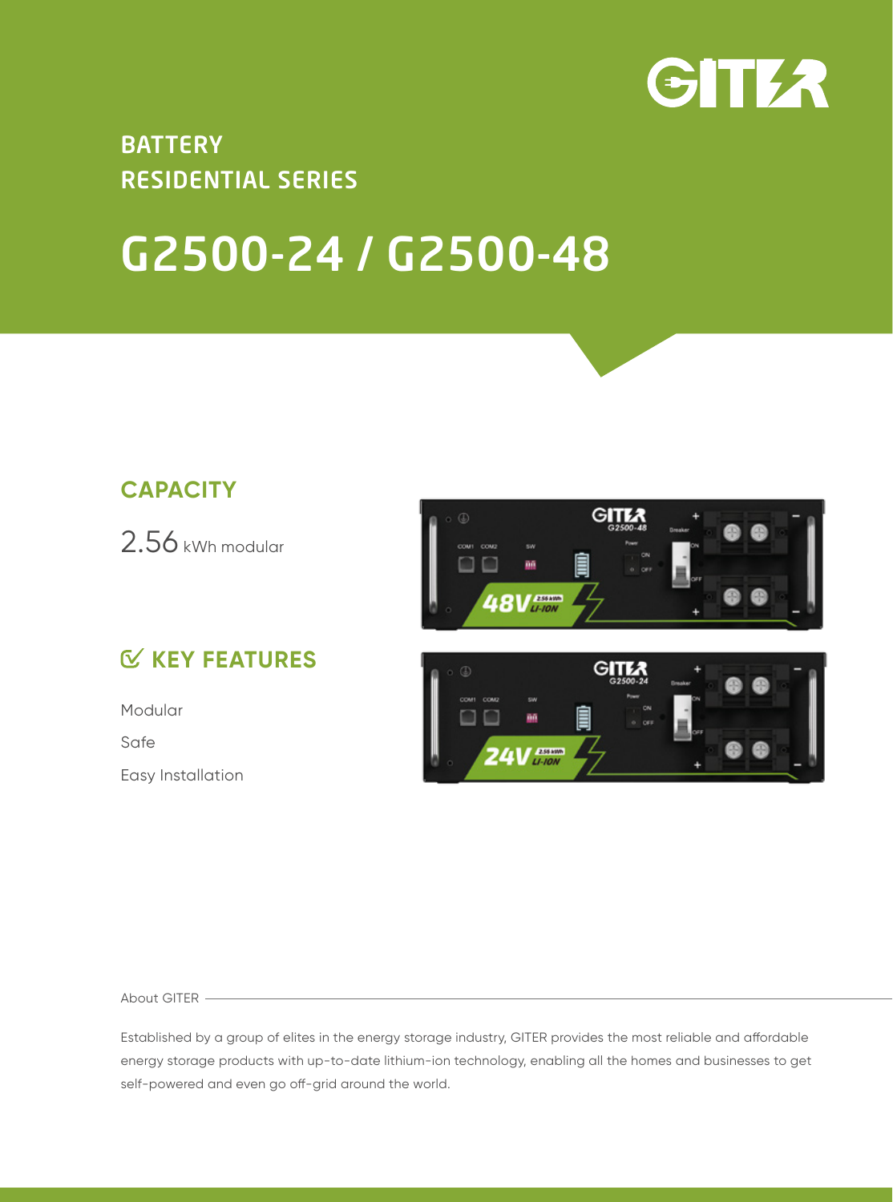GITER

**BATTERY**
**RESIDENTIAL SERIES**

# G2500-24 / G2500-48

## CAPACITY

2.56 kWh modular

## KEY FEATURES

Modular

Safe

Easy Installation

About GITER

Established by a group of elites in the energy storage industry, GITER provides the most reliable and affordable energy storage products with up-to-date lithium-ion technology, enabling all the homes and businesses to get self-powered and even go off-grid around the world.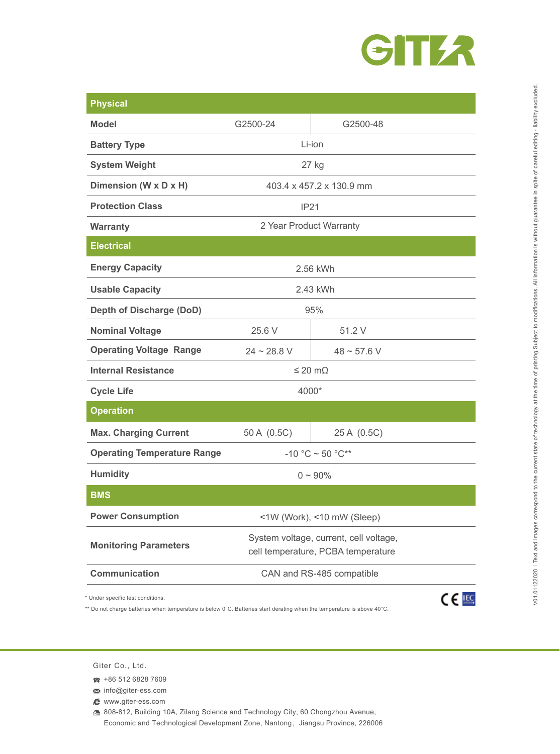| Physical | | |
|---|---|---|
| **Model** | G2500-24 | G2500-48 |
| **Battery Type** | Li-ion | |
| **System Weight** | 27 kg | |
| **Dimension (W x D x H)** | 403.4 x 457.2 x 130.9 mm | |
| **Protection Class** | IP21 | |
| **Warranty** | 2 Year Product Warranty | |
| **Electrical** | | |
| **Energy Capacity** | 2.56 kWh | |
| **Usable Capacity** | 2.43 kWh | |
| **Depth of Discharge (DoD)** | 95% | |
| **Nominal Voltage** | 25.6 V | 51.2 V |
| **Operating Voltage Range** | 24 ~ 28.8 V | 48 ~ 57.6 V |
| **Internal Resistance** | ≤ 20 mΩ | |
| **Cycle Life** | 4000* | |
| **Operation** | | |
| **Max. Charging Current** | 50 A (0.5C) | 25 A (0.5C) |
| **Operating Temperature Range** | -10 °C ~ 50 °C** | |
| **Humidity** | 0 ~ 90% | |
| **BMS** | | |
| **Power Consumption** | <1W (Work), <10 mW (Sleep) | |
| **Monitoring Parameters** | System voltage, current, cell voltage, cell temperature, PCBA temperature | |
| **Communication** | CAN and RS-485 compatible | |

\* Under specific test conditions.

** Do not charge batteries when temperature is below 0°C. Batteries start derating when the temperature is above 40°C.

V01.01122020 | Text and images correspond to the current state of technology at the time of printing.Subject to modifications. All information is without guarantee in spite of careful editing - liability excluded.

Giter Co., Ltd.

+86 512 6828 7609

info@giter-ess.com

www.giter-ess.com

808-812, Building 10A, Zilang Science and Technology City, 60 Chongzhou Avenue, Economic and Technological Development Zone, Nantong, Jiangsu Province, 226006